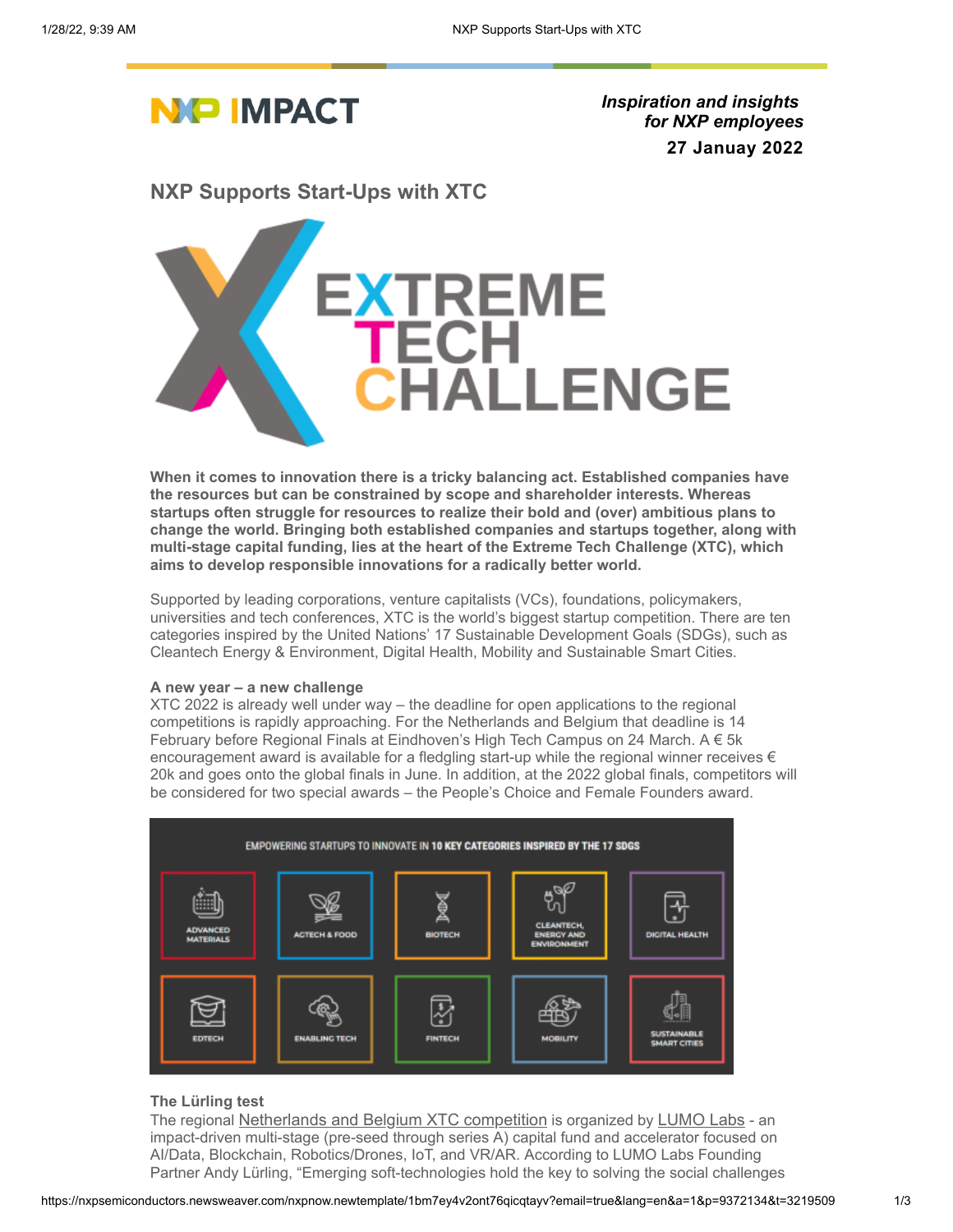# NXP IMPACT

*Inspiration and insights for NXP employees*

**27 Januay 2022**

## NXP Supports Start-Ups with XTC

**When it comes to innovation there is a tricky balancing act. Established companies have the resources but can be constrained by scope and shareholder interests. Whereas startups often struggle for resources to realize their bold and (over) ambitious plans to change the world. Bringing both established companies and startups together, along with multi-stage capital funding, lies at the heart of the Extreme Tech Challenge (XTC), which aims to develop responsible innovations for a radically better world.**

Supported by leading corporations, venture capitalists (VCs), foundations, policymakers, universities and tech conferences, XTC is the world's biggest startup competition. There are ten categories inspired by the United Nations' 17 Sustainable Development Goals (SDGs), such as Cleantech Energy & Environment, Digital Health, Mobility and Sustainable Smart Cities.

**A new year – a new challenge**

XTC 2022 is already well under way – the deadline for open applications to the regional competitions is rapidly approaching. For the Netherlands and Belgium that deadline is 14 February before Regional Finals at Eindhoven's High Tech Campus on 24 March. A € 5k encouragement award is available for a fledgling start-up while the regional winner receives € 20k and goes onto the global finals in June. In addition, at the 2022 global finals, competitors will be considered for two special awards – the People's Choice and Female Founders award.

**The Lürling test**

The regional Netherlands and Belgium XTC competition is organized by LUMO Labs - an impact-driven multi-stage (pre-seed through series A) capital fund and accelerator focused on AI/Data, Blockchain, Robotics/Drones, IoT, and VR/AR. According to LUMO Labs Founding Partner Andy Lürling, "Emerging soft-technologies hold the key to solving the social challenges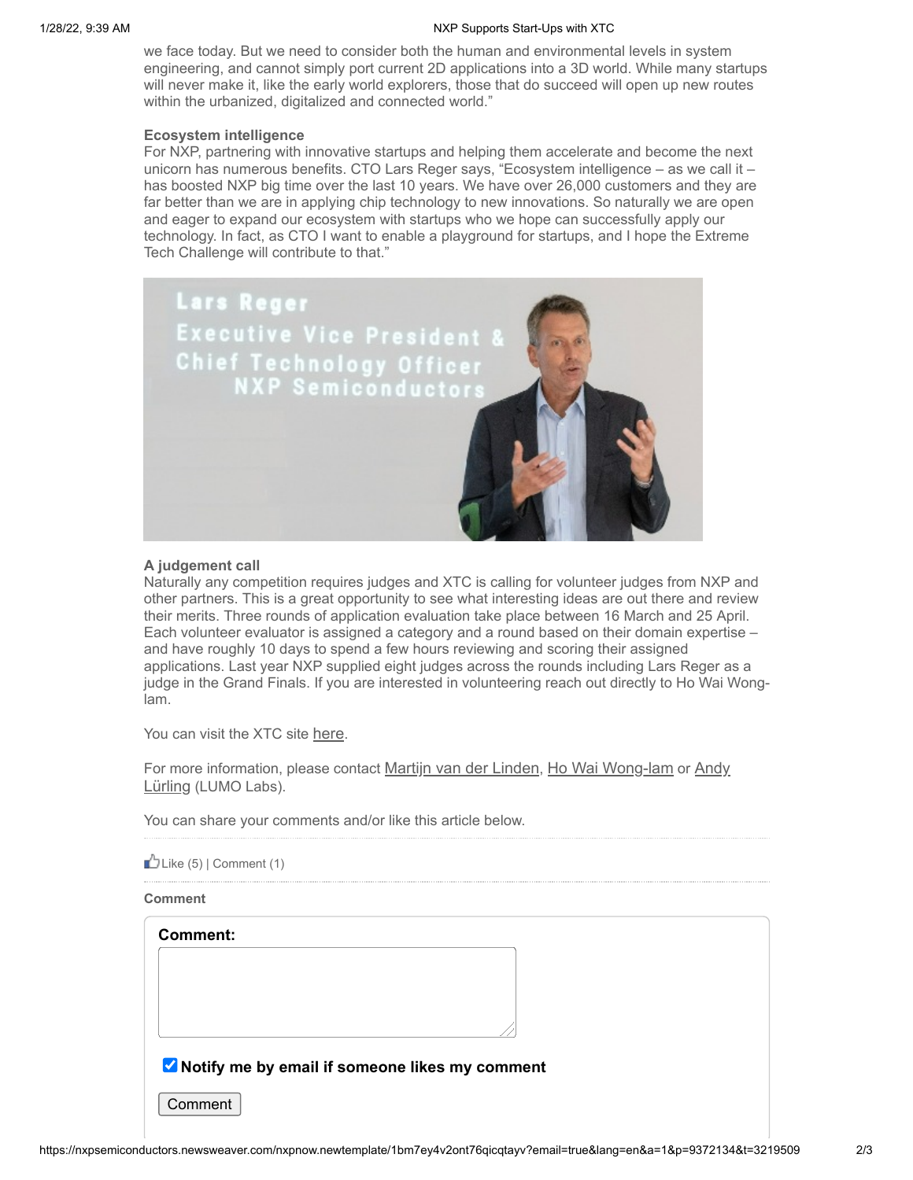we face today. But we need to consider both the human and environmental levels in system engineering, and cannot simply port current 2D applications into a 3D world. While many startups will never make it, like the early world explorers, those that do succeed will open up new routes within the urbanized, digitalized and connected world."

**Ecosystem intelligence**

For NXP, partnering with innovative startups and helping them accelerate and become the next unicorn has numerous benefits. CTO Lars Reger says, "Ecosystem intelligence – as we call it – has boosted NXP big time over the last 10 years. We have over 26,000 customers and they are far better than we are in applying chip technology to new innovations. So naturally we are open and eager to expand our ecosystem with startups who we hope can successfully apply our technology. In fact, as CTO I want to enable a playground for startups, and I hope the Extreme Tech Challenge will contribute to that."

**A judgement call**

Naturally any competition requires judges and XTC is calling for volunteer judges from NXP and other partners. This is a great opportunity to see what interesting ideas are out there and review their merits. Three rounds of application evaluation take place between 16 March and 25 April. Each volunteer evaluator is assigned a category and a round based on their domain expertise – and have roughly 10 days to spend a few hours reviewing and scoring their assigned applications. Last year NXP supplied eight judges across the rounds including Lars Reger as a judge in the Grand Finals. If you are interested in volunteering reach out directly to Ho Wai Wong-lam.

You can visit the XTC site here.

For more information, please contact Martijn van der Linden, Ho Wai Wong-lam or Andy Lürling (LUMO Labs).

You can share your comments and/or like this article below.

Like (5) | Comment (1)

**Comment**

**Comment:**

**Notify me by email if someone likes my comment**

Comment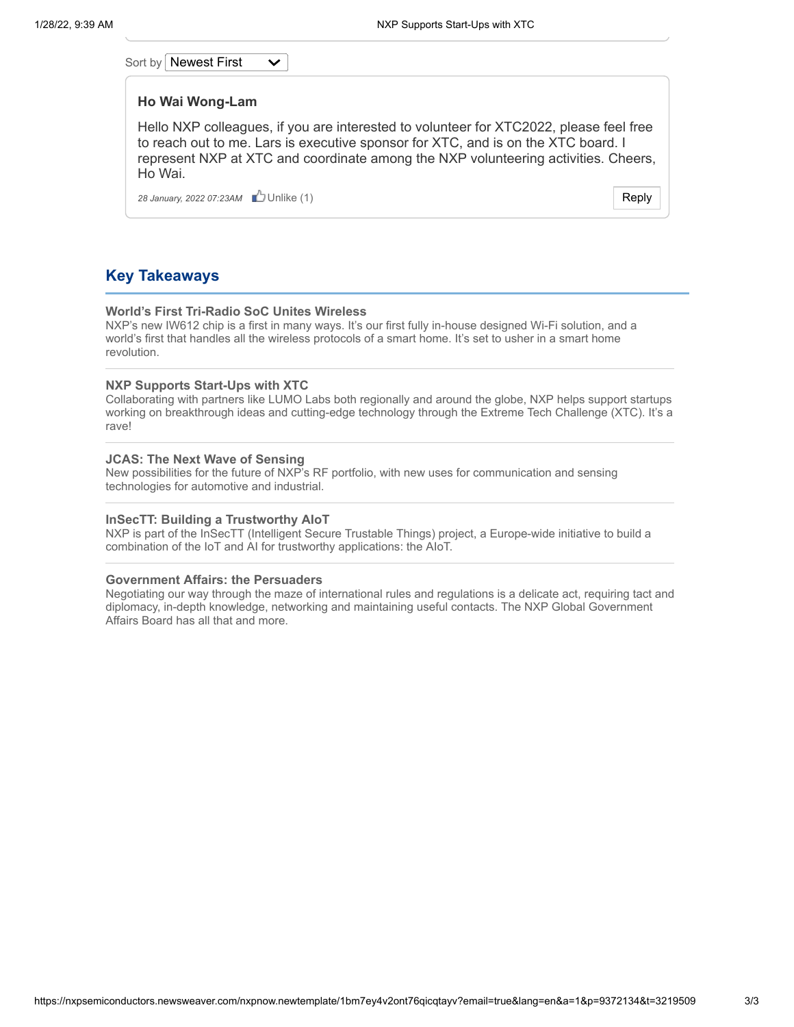Sort by Newest First

**Ho Wai Wong-Lam**

Hello NXP colleagues, if you are interested to volunteer for XTC2022, please feel free to reach out to me. Lars is executive sponsor for XTC, and is on the XTC board. I represent NXP at XTC and coordinate among the NXP volunteering activities. Cheers, Ho Wai.

*28 January, 2022 07:23AM* Unlike (1)

Reply

## Key Takeaways

**World's First Tri-Radio SoC Unites Wireless**
NXP's new IW612 chip is a first in many ways. It's our first fully in-house designed Wi-Fi solution, and a world's first that handles all the wireless protocols of a smart home. It's set to usher in a smart home revolution.

---

**NXP Supports Start-Ups with XTC**
Collaborating with partners like LUMO Labs both regionally and around the globe, NXP helps support startups working on breakthrough ideas and cutting-edge technology through the Extreme Tech Challenge (XTC). It's a rave!

---

**JCAS: The Next Wave of Sensing**
New possibilities for the future of NXP's RF portfolio, with new uses for communication and sensing technologies for automotive and industrial.

---

**InSecTT: Building a Trustworthy AIoT**
NXP is part of the InSecTT (Intelligent Secure Trustable Things) project, a Europe-wide initiative to build a combination of the IoT and AI for trustworthy applications: the AIoT.

---

**Government Affairs: the Persuaders**
Negotiating our way through the maze of international rules and regulations is a delicate act, requiring tact and diplomacy, in-depth knowledge, networking and maintaining useful contacts. The NXP Global Government Affairs Board has all that and more.